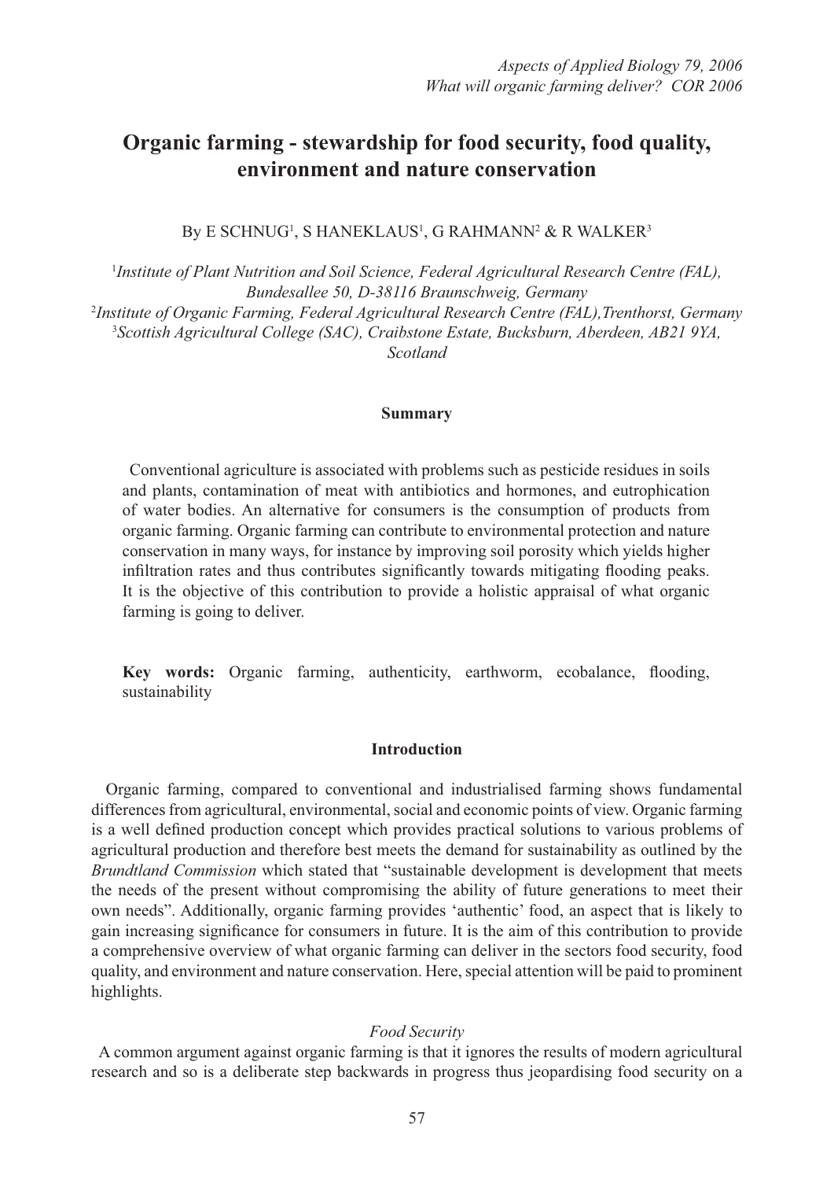# Organic farming - stewardship for food security, food quality, environment and nature conservation

By E SCHNUG[1], S HANEKLAUS[1], G RAHMANN[2] & R WALKER[3]

[1]*Institute of Plant Nutrition and Soil Science, Federal Agricultural Research Centre (FAL), Bundesallee 50, D-38116 Braunschweig, Germany*
[2]*Institute of Organic Farming, Federal Agricultural Research Centre (FAL),Trenthorst, Germany*
[3]*Scottish Agricultural College (SAC), Craibstone Estate, Bucksburn, Aberdeen, AB21 9YA, Scotland*

## Summary

Conventional agriculture is associated with problems such as pesticide residues in soils and plants, contamination of meat with antibiotics and hormones, and eutrophication of water bodies. An alternative for consumers is the consumption of products from organic farming. Organic farming can contribute to environmental protection and nature conservation in many ways, for instance by improving soil porosity which yields higher infiltration rates and thus contributes significantly towards mitigating flooding peaks. It is the objective of this contribution to provide a holistic appraisal of what organic farming is going to deliver.

**Key words:** Organic farming, authenticity, earthworm, ecobalance, flooding, sustainability

## Introduction

Organic farming, compared to conventional and industrialised farming shows fundamental differences from agricultural, environmental, social and economic points of view. Organic farming is a well defined production concept which provides practical solutions to various problems of agricultural production and therefore best meets the demand for sustainability as outlined by the *Brundtland Commission* which stated that "sustainable development is development that meets the needs of the present without compromising the ability of future generations to meet their own needs". Additionally, organic farming provides 'authentic' food, an aspect that is likely to gain increasing significance for consumers in future. It is the aim of this contribution to provide a comprehensive overview of what organic farming can deliver in the sectors food security, food quality, and environment and nature conservation. Here, special attention will be paid to prominent highlights.

### *Food Security*

A common argument against organic farming is that it ignores the results of modern agricultural research and so is a deliberate step backwards in progress thus jeopardising food security on a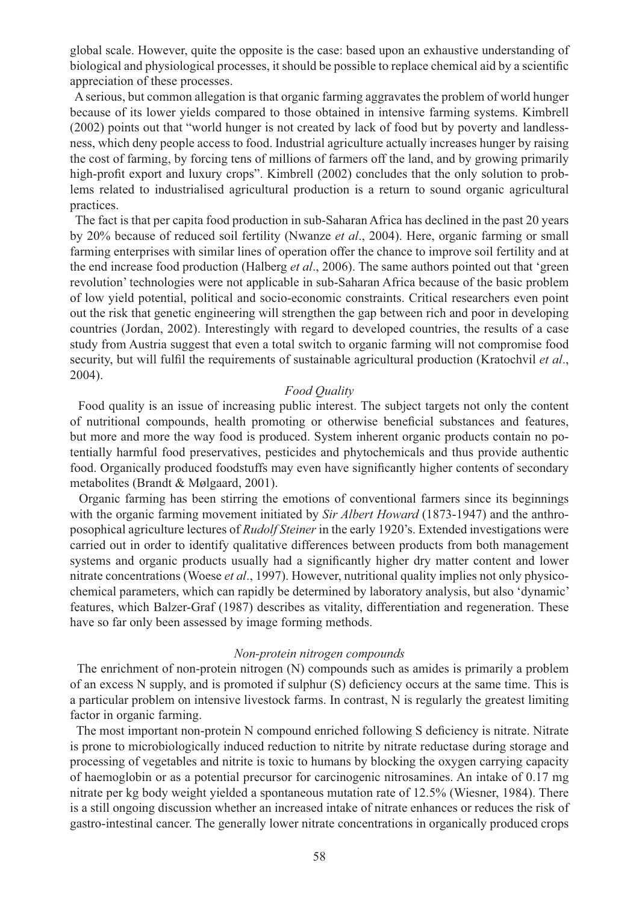global scale. However, quite the opposite is the case: based upon an exhaustive understanding of biological and physiological processes, it should be possible to replace chemical aid by a scientific appreciation of these processes.

A serious, but common allegation is that organic farming aggravates the problem of world hunger because of its lower yields compared to those obtained in intensive farming systems. Kimbrell (2002) points out that "world hunger is not created by lack of food but by poverty and landlessness, which deny people access to food. Industrial agriculture actually increases hunger by raising the cost of farming, by forcing tens of millions of farmers off the land, and by growing primarily high-profit export and luxury crops". Kimbrell (2002) concludes that the only solution to problems related to industrialised agricultural production is a return to sound organic agricultural practices.

The fact is that per capita food production in sub-Saharan Africa has declined in the past 20 years by 20% because of reduced soil fertility (Nwanze *et al*., 2004). Here, organic farming or small farming enterprises with similar lines of operation offer the chance to improve soil fertility and at the end increase food production (Halberg *et al*., 2006). The same authors pointed out that 'green revolution' technologies were not applicable in sub-Saharan Africa because of the basic problem of low yield potential, political and socio-economic constraints. Critical researchers even point out the risk that genetic engineering will strengthen the gap between rich and poor in developing countries (Jordan, 2002). Interestingly with regard to developed countries, the results of a case study from Austria suggest that even a total switch to organic farming will not compromise food security, but will fulfil the requirements of sustainable agricultural production (Kratochvil *et al*., 2004).

### *Food Quality*

Food quality is an issue of increasing public interest. The subject targets not only the content of nutritional compounds, health promoting or otherwise beneficial substances and features, but more and more the way food is produced. System inherent organic products contain no potentially harmful food preservatives, pesticides and phytochemicals and thus provide authentic food. Organically produced foodstuffs may even have significantly higher contents of secondary metabolites (Brandt & Mølgaard, 2001).

Organic farming has been stirring the emotions of conventional farmers since its beginnings with the organic farming movement initiated by *Sir Albert Howard* (1873-1947) and the anthroposophical agriculture lectures of *Rudolf Steiner* in the early 1920's. Extended investigations were carried out in order to identify qualitative differences between products from both management systems and organic products usually had a significantly higher dry matter content and lower nitrate concentrations (Woese *et al*., 1997). However, nutritional quality implies not only physicochemical parameters, which can rapidly be determined by laboratory analysis, but also 'dynamic' features, which Balzer-Graf (1987) describes as vitality, differentiation and regeneration. These have so far only been assessed by image forming methods.

### *Non-protein nitrogen compounds*

The enrichment of non-protein nitrogen (N) compounds such as amides is primarily a problem of an excess N supply, and is promoted if sulphur (S) deficiency occurs at the same time. This is a particular problem on intensive livestock farms. In contrast, N is regularly the greatest limiting factor in organic farming.

The most important non-protein N compound enriched following S deficiency is nitrate. Nitrate is prone to microbiologically induced reduction to nitrite by nitrate reductase during storage and processing of vegetables and nitrite is toxic to humans by blocking the oxygen carrying capacity of haemoglobin or as a potential precursor for carcinogenic nitrosamines. An intake of 0.17 mg nitrate per kg body weight yielded a spontaneous mutation rate of 12.5% (Wiesner, 1984). There is a still ongoing discussion whether an increased intake of nitrate enhances or reduces the risk of gastro-intestinal cancer. The generally lower nitrate concentrations in organically produced crops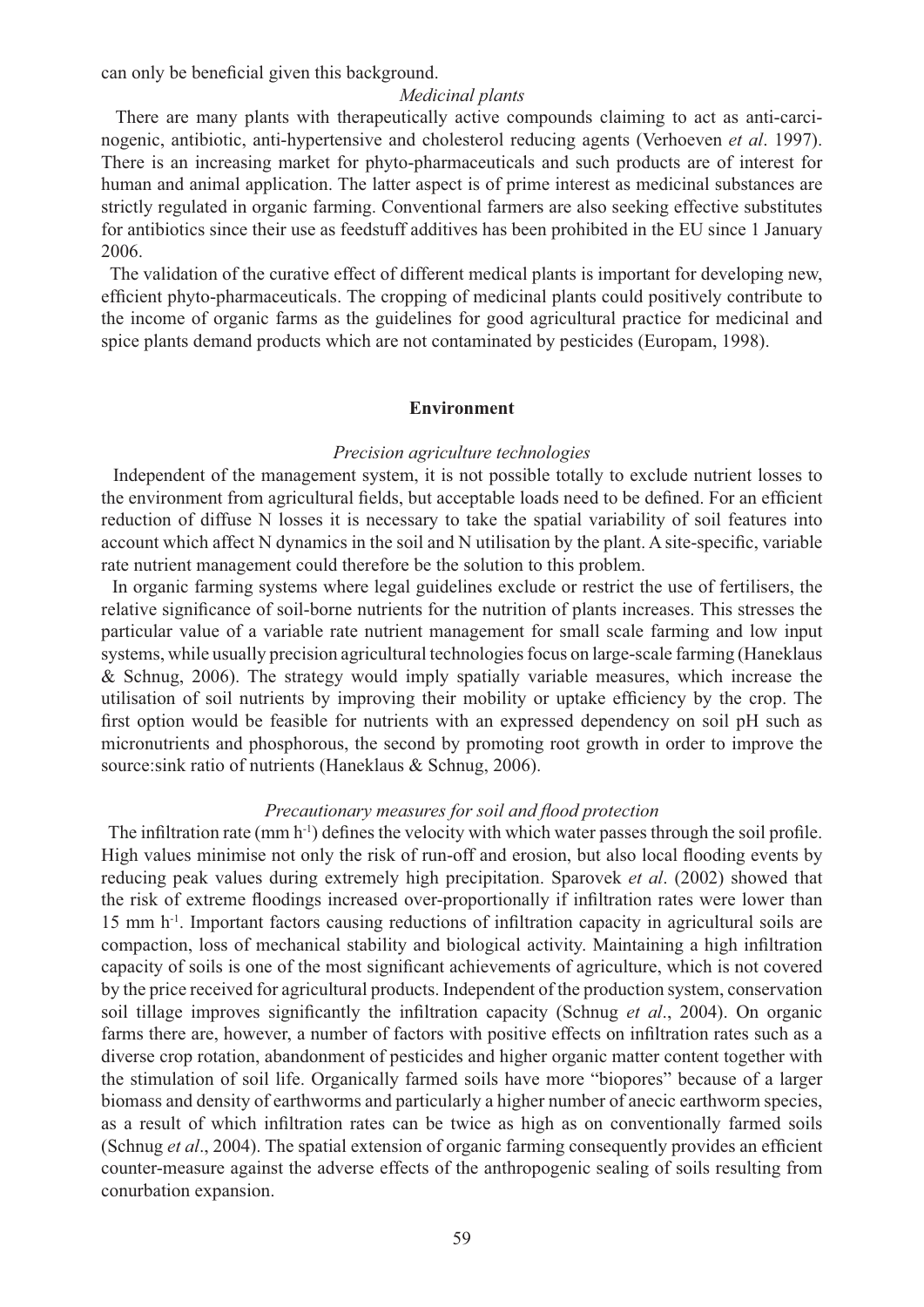can only be beneficial given this background.

*Medicinal plants*

There are many plants with therapeutically active compounds claiming to act as anti-carcinogenic, antibiotic, anti-hypertensive and cholesterol reducing agents (Verhoeven *et al*. 1997). There is an increasing market for phyto-pharmaceuticals and such products are of interest for human and animal application. The latter aspect is of prime interest as medicinal substances are strictly regulated in organic farming. Conventional farmers are also seeking effective substitutes for antibiotics since their use as feedstuff additives has been prohibited in the EU since 1 January 2006.

The validation of the curative effect of different medical plants is important for developing new, efficient phyto-pharmaceuticals. The cropping of medicinal plants could positively contribute to the income of organic farms as the guidelines for good agricultural practice for medicinal and spice plants demand products which are not contaminated by pesticides (Europam, 1998).

## Environment

*Precision agriculture technologies*

Independent of the management system, it is not possible totally to exclude nutrient losses to the environment from agricultural fields, but acceptable loads need to be defined. For an efficient reduction of diffuse N losses it is necessary to take the spatial variability of soil features into account which affect N dynamics in the soil and N utilisation by the plant. A site-specific, variable rate nutrient management could therefore be the solution to this problem.

In organic farming systems where legal guidelines exclude or restrict the use of fertilisers, the relative significance of soil-borne nutrients for the nutrition of plants increases. This stresses the particular value of a variable rate nutrient management for small scale farming and low input systems, while usually precision agricultural technologies focus on large-scale farming (Haneklaus & Schnug, 2006). The strategy would imply spatially variable measures, which increase the utilisation of soil nutrients by improving their mobility or uptake efficiency by the crop. The first option would be feasible for nutrients with an expressed dependency on soil pH such as micronutrients and phosphorous, the second by promoting root growth in order to improve the source:sink ratio of nutrients (Haneklaus & Schnug, 2006).

*Precautionary measures for soil and flood protection*

The infiltration rate (mm $h^{-1}$) defines the velocity with which water passes through the soil profile. High values minimise not only the risk of run-off and erosion, but also local flooding events by reducing peak values during extremely high precipitation. Sparovek *et al*. (2002) showed that the risk of extreme floodings increased over-proportionally if infiltration rates were lower than 15 mm $h^{-1}$. Important factors causing reductions of infiltration capacity in agricultural soils are compaction, loss of mechanical stability and biological activity. Maintaining a high infiltration capacity of soils is one of the most significant achievements of agriculture, which is not covered by the price received for agricultural products. Independent of the production system, conservation soil tillage improves significantly the infiltration capacity (Schnug *et al*., 2004). On organic farms there are, however, a number of factors with positive effects on infiltration rates such as a diverse crop rotation, abandonment of pesticides and higher organic matter content together with the stimulation of soil life. Organically farmed soils have more "biopores" because of a larger biomass and density of earthworms and particularly a higher number of anecic earthworm species, as a result of which infiltration rates can be twice as high as on conventionally farmed soils (Schnug *et al*., 2004). The spatial extension of organic farming consequently provides an efficient counter-measure against the adverse effects of the anthropogenic sealing of soils resulting from conurbation expansion.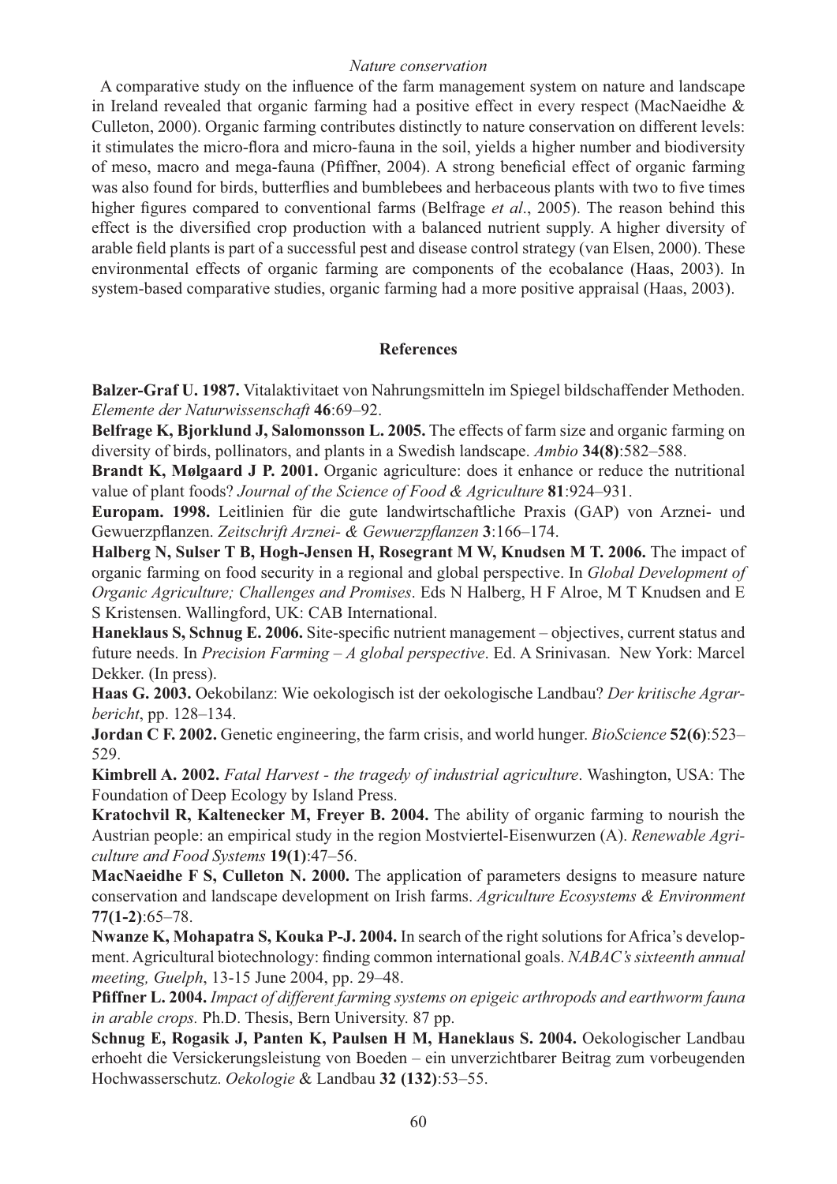*Nature conservation*

A comparative study on the influence of the farm management system on nature and landscape in Ireland revealed that organic farming had a positive effect in every respect (MacNaeidhe & Culleton, 2000). Organic farming contributes distinctly to nature conservation on different levels: it stimulates the micro-flora and micro-fauna in the soil, yields a higher number and biodiversity of meso, macro and mega-fauna (Pfiffner, 2004). A strong beneficial effect of organic farming was also found for birds, butterflies and bumblebees and herbaceous plants with two to five times higher figures compared to conventional farms (Belfrage *et al*., 2005). The reason behind this effect is the diversified crop production with a balanced nutrient supply. A higher diversity of arable field plants is part of a successful pest and disease control strategy (van Elsen, 2000). These environmental effects of organic farming are components of the ecobalance (Haas, 2003). In system-based comparative studies, organic farming had a more positive appraisal (Haas, 2003).

## References

**Balzer-Graf U. 1987.** Vitalaktivitaet von Nahrungsmitteln im Spiegel bildschaffender Methoden. *Elemente der Naturwissenschaft* **46**:69–92.

**Belfrage K, Bjorklund J, Salomonsson L. 2005.** The effects of farm size and organic farming on diversity of birds, pollinators, and plants in a Swedish landscape. *Ambio* **34(8)**:582–588.

**Brandt K, Mølgaard J P. 2001.** Organic agriculture: does it enhance or reduce the nutritional value of plant foods? *Journal of the Science of Food & Agriculture* **81**:924–931.

**Europam. 1998.** Leitlinien für die gute landwirtschaftliche Praxis (GAP) von Arznei- und Gewuerzpflanzen. *Zeitschrift Arznei- & Gewuerzpflanzen* **3**:166–174.

**Halberg N, Sulser T B, Hogh-Jensen H, Rosegrant M W, Knudsen M T. 2006.** The impact of organic farming on food security in a regional and global perspective. In *Global Development of Organic Agriculture; Challenges and Promises*. Eds N Halberg, H F Alroe, M T Knudsen and E S Kristensen. Wallingford, UK: CAB International.

**Haneklaus S, Schnug E. 2006.** Site-specific nutrient management – objectives, current status and future needs. In *Precision Farming – A global perspective*. Ed. A Srinivasan. New York: Marcel Dekker. (In press).

**Haas G. 2003.** Oekobilanz: Wie oekologisch ist der oekologische Landbau? *Der kritische Agrarbericht*, pp. 128–134.

**Jordan C F. 2002.** Genetic engineering, the farm crisis, and world hunger. *BioScience* **52(6)**:523–529.

**Kimbrell A. 2002.** *Fatal Harvest - the tragedy of industrial agriculture*. Washington, USA: The Foundation of Deep Ecology by Island Press.

**Kratochvil R, Kaltenecker M, Freyer B. 2004.** The ability of organic farming to nourish the Austrian people: an empirical study in the region Mostviertel-Eisenwurzen (A). *Renewable Agriculture and Food Systems* **19(1)**:47–56.

**MacNaeidhe F S, Culleton N. 2000.** The application of parameters designs to measure nature conservation and landscape development on Irish farms. *Agriculture Ecosystems & Environment* **77(1-2)**:65–78.

**Nwanze K, Mohapatra S, Kouka P-J. 2004.** In search of the right solutions for Africa's development. Agricultural biotechnology: finding common international goals. *NABAC's sixteenth annual meeting, Guelph*, 13-15 June 2004, pp. 29–48.

**Pfiffner L. 2004.** *Impact of different farming systems on epigeic arthropods and earthworm fauna in arable crops.* Ph.D. Thesis, Bern University. 87 pp.

**Schnug E, Rogasik J, Panten K, Paulsen H M, Haneklaus S. 2004.** Oekologischer Landbau erhoeht die Versickerungsleistung von Boeden – ein unverzichtbarer Beitrag zum vorbeugenden Hochwasserschutz. *Oekologie* & Landbau **32 (132)**:53–55.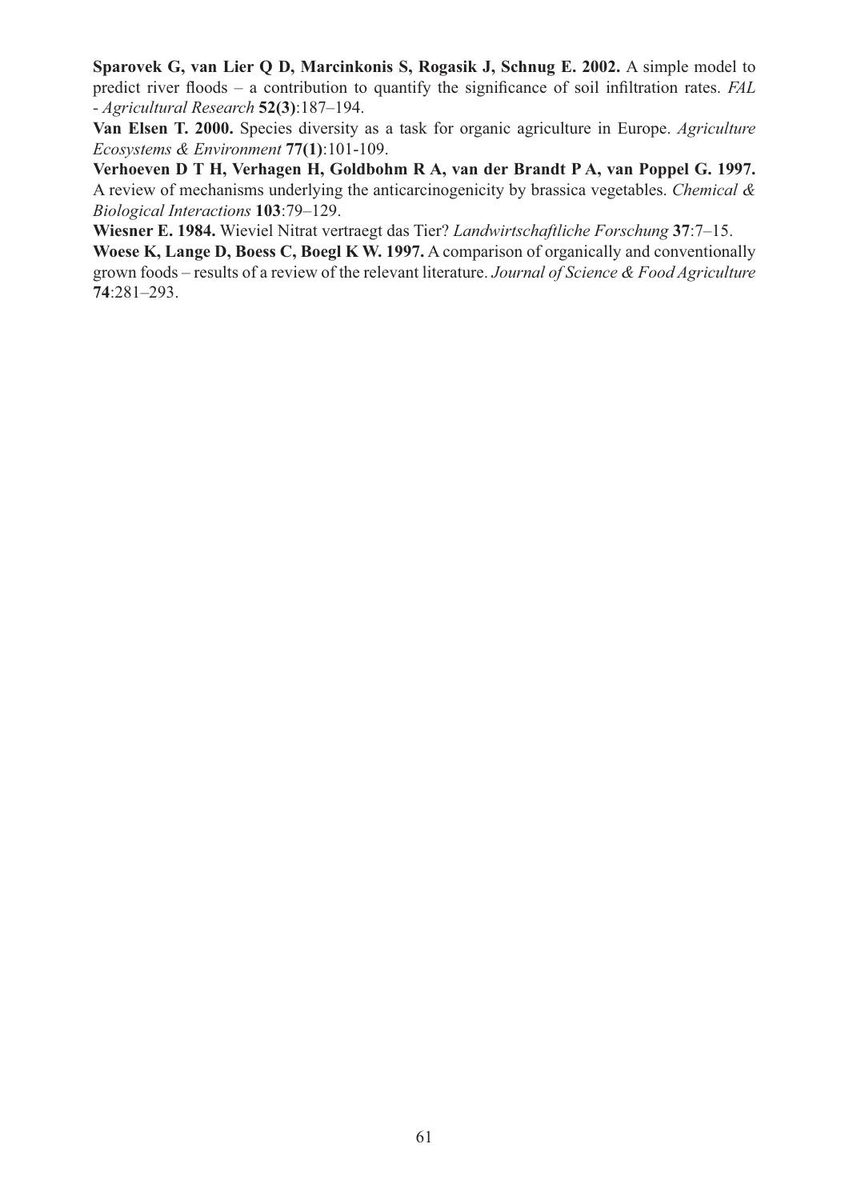**Sparovek G, van Lier Q D, Marcinkonis S, Rogasik J, Schnug E. 2002.** A simple model to predict river floods – a contribution to quantify the significance of soil infiltration rates. *FAL - Agricultural Research* **52(3)**:187–194.

**Van Elsen T. 2000.** Species diversity as a task for organic agriculture in Europe. *Agriculture Ecosystems & Environment* **77(1)**:101-109.

**Verhoeven D T H, Verhagen H, Goldbohm R A, van der Brandt P A, van Poppel G. 1997.** A review of mechanisms underlying the anticarcinogenicity by brassica vegetables. *Chemical & Biological Interactions* **103**:79–129.

**Wiesner E. 1984.** Wieviel Nitrat vertraegt das Tier? *Landwirtschaftliche Forschung* **37**:7–15.

**Woese K, Lange D, Boess C, Boegl K W. 1997.** A comparison of organically and conventionally grown foods – results of a review of the relevant literature. *Journal of Science & Food Agriculture* **74**:281–293.